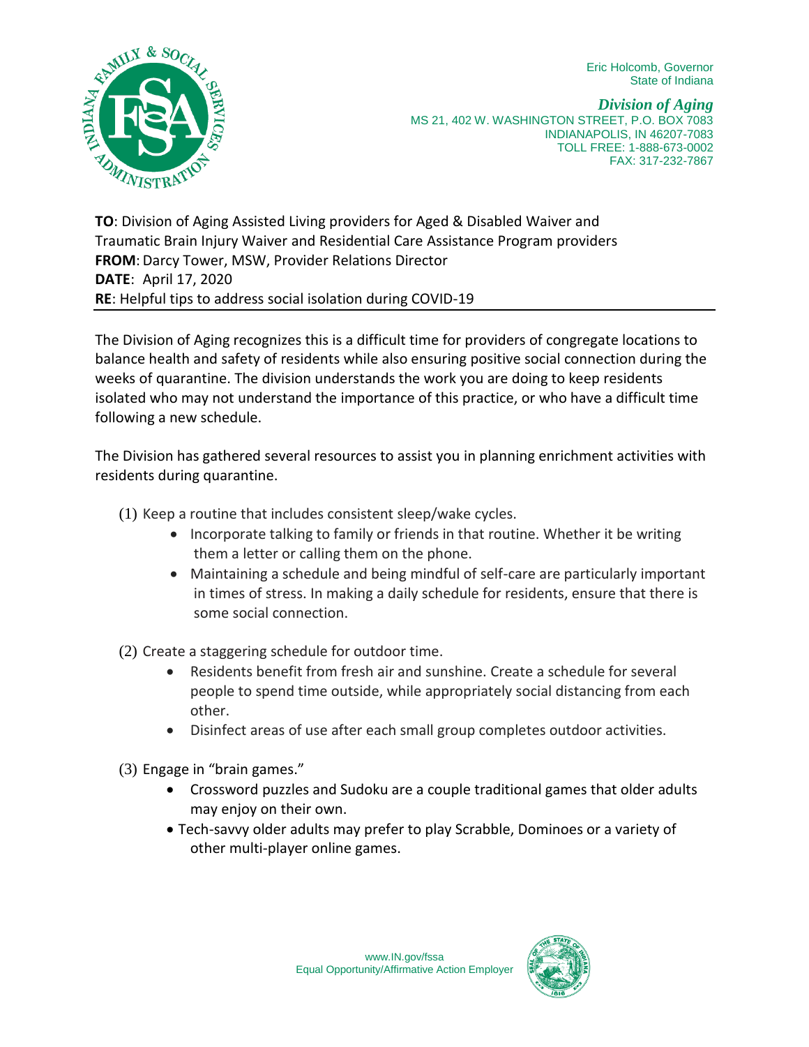Eric Holcomb, Governor
State of Indiana

***Division of Aging***
MS 21, 402 W. WASHINGTON STREET, P.O. BOX 7083
INDIANAPOLIS, IN 46207-7083
TOLL FREE: 1-888-673-0002
FAX: 317-232-7867

**TO**: Division of Aging Assisted Living providers for Aged & Disabled Waiver and Traumatic Brain Injury Waiver and Residential Care Assistance Program providers
**FROM**: Darcy Tower, MSW, Provider Relations Director
**DATE**: April 17, 2020
**RE**: Helpful tips to address social isolation during COVID-19

---

The Division of Aging recognizes this is a difficult time for providers of congregate locations to balance health and safety of residents while also ensuring positive social connection during the weeks of quarantine. The division understands the work you are doing to keep residents isolated who may not understand the importance of this practice, or who have a difficult time following a new schedule.

The Division has gathered several resources to assist you in planning enrichment activities with residents during quarantine.

(1) Keep a routine that includes consistent sleep/wake cycles.
   - Incorporate talking to family or friends in that routine. Whether it be writing them a letter or calling them on the phone.
   - Maintaining a schedule and being mindful of self-care are particularly important in times of stress. In making a daily schedule for residents, ensure that there is some social connection.

(2) Create a staggering schedule for outdoor time.
   - Residents benefit from fresh air and sunshine. Create a schedule for several people to spend time outside, while appropriately social distancing from each other.
   - Disinfect areas of use after each small group completes outdoor activities.

(3) Engage in "brain games."
   - Crossword puzzles and Sudoku are a couple traditional games that older adults may enjoy on their own.
   - Tech-savvy older adults may prefer to play Scrabble, Dominoes or a variety of other multi-player online games.

www.IN.gov/fssa
Equal Opportunity/Affirmative Action Employer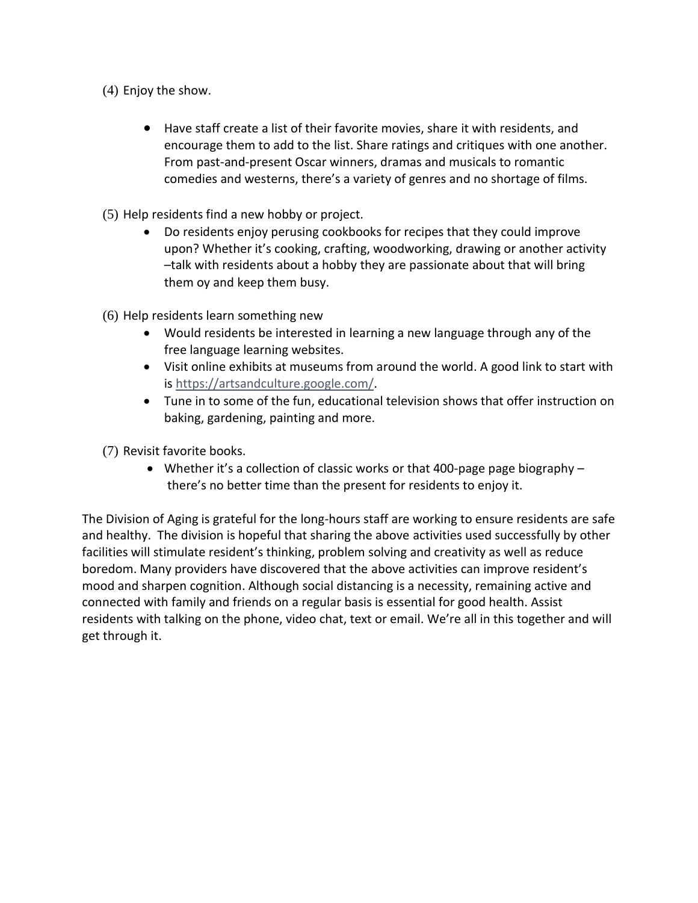(4) Enjoy the show.

- Have staff create a list of their favorite movies, share it with residents, and encourage them to add to the list. Share ratings and critiques with one another. From past-and-present Oscar winners, dramas and musicals to romantic comedies and westerns, there's a variety of genres and no shortage of films.

(5) Help residents find a new hobby or project.

- Do residents enjoy perusing cookbooks for recipes that they could improve upon? Whether it's cooking, crafting, woodworking, drawing or another activity –talk with residents about a hobby they are passionate about that will bring them oy and keep them busy.

(6) Help residents learn something new

- Would residents be interested in learning a new language through any of the free language learning websites.
- Visit online exhibits at museums from around the world. A good link to start with is https://artsandculture.google.com/.
- Tune in to some of the fun, educational television shows that offer instruction on baking, gardening, painting and more.

(7) Revisit favorite books.

- Whether it's a collection of classic works or that 400-page page biography – there's no better time than the present for residents to enjoy it.

The Division of Aging is grateful for the long-hours staff are working to ensure residents are safe and healthy. The division is hopeful that sharing the above activities used successfully by other facilities will stimulate resident's thinking, problem solving and creativity as well as reduce boredom. Many providers have discovered that the above activities can improve resident's mood and sharpen cognition. Although social distancing is a necessity, remaining active and connected with family and friends on a regular basis is essential for good health. Assist residents with talking on the phone, video chat, text or email. We're all in this together and will get through it.